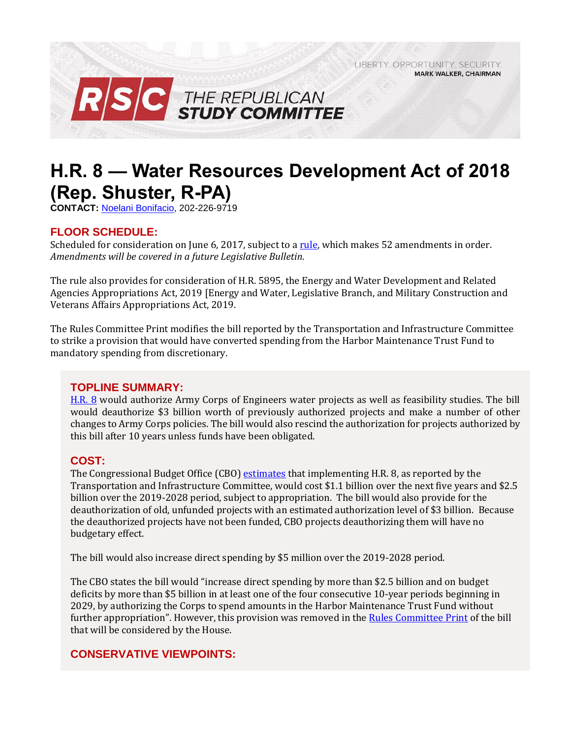LIBERTY. OPPORTUNITY. SECURITY.
MARK WALKER, CHAIRMAN

RSC THE REPUBLICAN STUDY COMMITTEE

# H.R. 8 — Water Resources Development Act of 2018 (Rep. Shuster, R-PA)

**CONTACT:** Noelani Bonifacio, 202-226-9719

## FLOOR SCHEDULE:

Scheduled for consideration on June 6, 2017, subject to a rule, which makes 52 amendments in order. *Amendments will be covered in a future Legislative Bulletin.*

The rule also provides for consideration of H.R. 5895, the Energy and Water Development and Related Agencies Appropriations Act, 2019 [Energy and Water, Legislative Branch, and Military Construction and Veterans Affairs Appropriations Act, 2019.

The Rules Committee Print modifies the bill reported by the Transportation and Infrastructure Committee to strike a provision that would have converted spending from the Harbor Maintenance Trust Fund to mandatory spending from discretionary.

## TOPLINE SUMMARY:

H.R. 8 would authorize Army Corps of Engineers water projects as well as feasibility studies. The bill would deauthorize $3 billion worth of previously authorized projects and make a number of other changes to Army Corps policies. The bill would also rescind the authorization for projects authorized by this bill after 10 years unless funds have been obligated.

## COST:

The Congressional Budget Office (CBO) estimates that implementing H.R. 8, as reported by the Transportation and Infrastructure Committee, would cost $1.1 billion over the next five years and $2.5 billion over the 2019-2028 period, subject to appropriation. The bill would also provide for the deauthorization of old, unfunded projects with an estimated authorization level of $3 billion. Because the deauthorized projects have not been funded, CBO projects deauthorizing them will have no budgetary effect.

The bill would also increase direct spending by $5 million over the 2019-2028 period.

The CBO states the bill would "increase direct spending by more than $2.5 billion and on budget deficits by more than $5 billion in at least one of the four consecutive 10-year periods beginning in 2029, by authorizing the Corps to spend amounts in the Harbor Maintenance Trust Fund without further appropriation". However, this provision was removed in the Rules Committee Print of the bill that will be considered by the House.

## CONSERVATIVE VIEWPOINTS: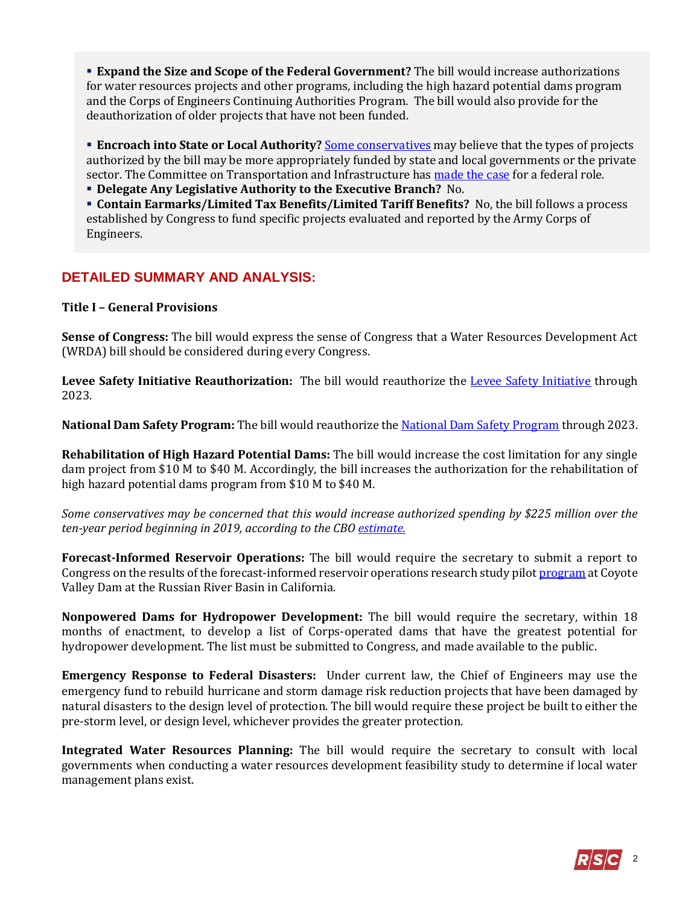- **Expand the Size and Scope of the Federal Government?** The bill would increase authorizations for water resources projects and other programs, including the high hazard potential dams program and the Corps of Engineers Continuing Authorities Program. The bill would also provide for the deauthorization of older projects that have not been funded.

- **Encroach into State or Local Authority?** Some conservatives may believe that the types of projects authorized by the bill may be more appropriately funded by state and local governments or the private sector. The Committee on Transportation and Infrastructure has made the case for a federal role.
- **Delegate Any Legislative Authority to the Executive Branch?** No.
- **Contain Earmarks/Limited Tax Benefits/Limited Tariff Benefits?** No, the bill follows a process established by Congress to fund specific projects evaluated and reported by the Army Corps of Engineers.

## DETAILED SUMMARY AND ANALYSIS:

**Title I – General Provisions**

**Sense of Congress:** The bill would express the sense of Congress that a Water Resources Development Act (WRDA) bill should be considered during every Congress.

**Levee Safety Initiative Reauthorization:** The bill would reauthorize the Levee Safety Initiative through 2023.

**National Dam Safety Program:** The bill would reauthorize the National Dam Safety Program through 2023.

**Rehabilitation of High Hazard Potential Dams:** The bill would increase the cost limitation for any single dam project from $10 M to $40 M. Accordingly, the bill increases the authorization for the rehabilitation of high hazard potential dams program from $10 M to $40 M.

*Some conservatives may be concerned that this would increase authorized spending by $225 million over the ten-year period beginning in 2019, according to the CBO estimate.*

**Forecast-Informed Reservoir Operations:** The bill would require the secretary to submit a report to Congress on the results of the forecast-informed reservoir operations research study pilot program at Coyote Valley Dam at the Russian River Basin in California.

**Nonpowered Dams for Hydropower Development:** The bill would require the secretary, within 18 months of enactment, to develop a list of Corps-operated dams that have the greatest potential for hydropower development. The list must be submitted to Congress, and made available to the public.

**Emergency Response to Federal Disasters:** Under current law, the Chief of Engineers may use the emergency fund to rebuild hurricane and storm damage risk reduction projects that have been damaged by natural disasters to the design level of protection. The bill would require these project be built to either the pre-storm level, or design level, whichever provides the greater protection.

**Integrated Water Resources Planning:** The bill would require the secretary to consult with local governments when conducting a water resources development feasibility study to determine if local water management plans exist.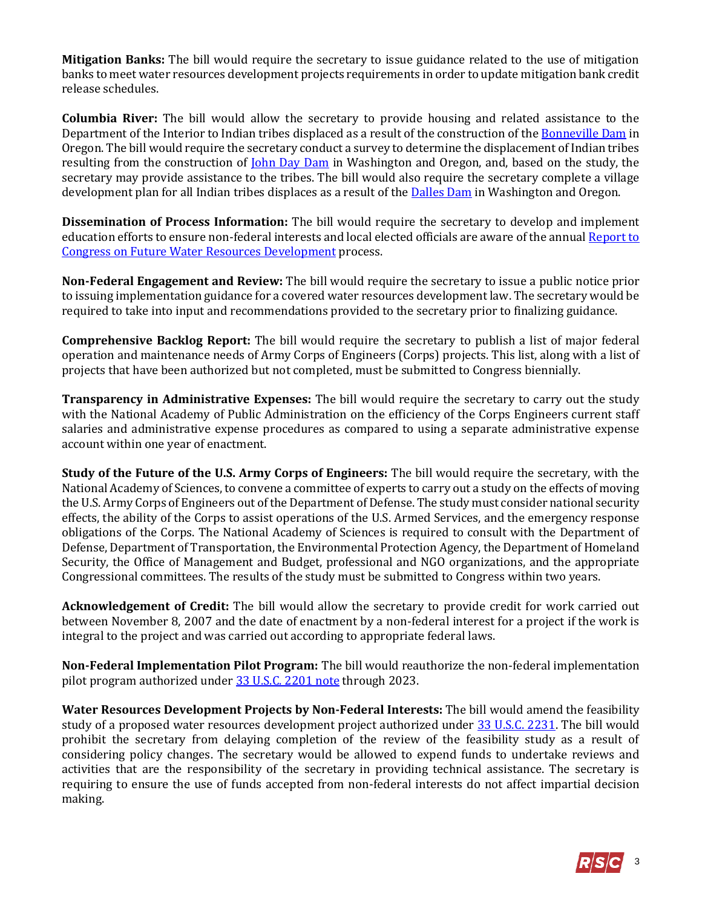**Mitigation Banks:** The bill would require the secretary to issue guidance related to the use of mitigation banks to meet water resources development projects requirements in order to update mitigation bank credit release schedules.

**Columbia River:** The bill would allow the secretary to provide housing and related assistance to the Department of the Interior to Indian tribes displaced as a result of the construction of the [Bonneville Dam] in Oregon. The bill would require the secretary conduct a survey to determine the displacement of Indian tribes resulting from the construction of [John Day Dam] in Washington and Oregon, and, based on the study, the secretary may provide assistance to the tribes. The bill would also require the secretary complete a village development plan for all Indian tribes displaces as a result of the [Dalles Dam] in Washington and Oregon.

**Dissemination of Process Information:** The bill would require the secretary to develop and implement education efforts to ensure non-federal interests and local elected officials are aware of the annual [Report to Congress on Future Water Resources Development] process.

**Non-Federal Engagement and Review:** The bill would require the secretary to issue a public notice prior to issuing implementation guidance for a covered water resources development law. The secretary would be required to take into input and recommendations provided to the secretary prior to finalizing guidance.

**Comprehensive Backlog Report:** The bill would require the secretary to publish a list of major federal operation and maintenance needs of Army Corps of Engineers (Corps) projects. This list, along with a list of projects that have been authorized but not completed, must be submitted to Congress biennially.

**Transparency in Administrative Expenses:** The bill would require the secretary to carry out the study with the National Academy of Public Administration on the efficiency of the Corps Engineers current staff salaries and administrative expense procedures as compared to using a separate administrative expense account within one year of enactment.

**Study of the Future of the U.S. Army Corps of Engineers:** The bill would require the secretary, with the National Academy of Sciences, to convene a committee of experts to carry out a study on the effects of moving the U.S. Army Corps of Engineers out of the Department of Defense. The study must consider national security effects, the ability of the Corps to assist operations of the U.S. Armed Services, and the emergency response obligations of the Corps. The National Academy of Sciences is required to consult with the Department of Defense, Department of Transportation, the Environmental Protection Agency, the Department of Homeland Security, the Office of Management and Budget, professional and NGO organizations, and the appropriate Congressional committees. The results of the study must be submitted to Congress within two years.

**Acknowledgement of Credit:** The bill would allow the secretary to provide credit for work carried out between November 8, 2007 and the date of enactment by a non-federal interest for a project if the work is integral to the project and was carried out according to appropriate federal laws.

**Non-Federal Implementation Pilot Program:** The bill would reauthorize the non-federal implementation pilot program authorized under [33 U.S.C. 2201 note] through 2023.

**Water Resources Development Projects by Non-Federal Interests:** The bill would amend the feasibility study of a proposed water resources development project authorized under [33 U.S.C. 2231]. The bill would prohibit the secretary from delaying completion of the review of the feasibility study as a result of considering policy changes. The secretary would be allowed to expend funds to undertake reviews and activities that are the responsibility of the secretary in providing technical assistance. The secretary is requiring to ensure the use of funds accepted from non-federal interests do not affect impartial decision making.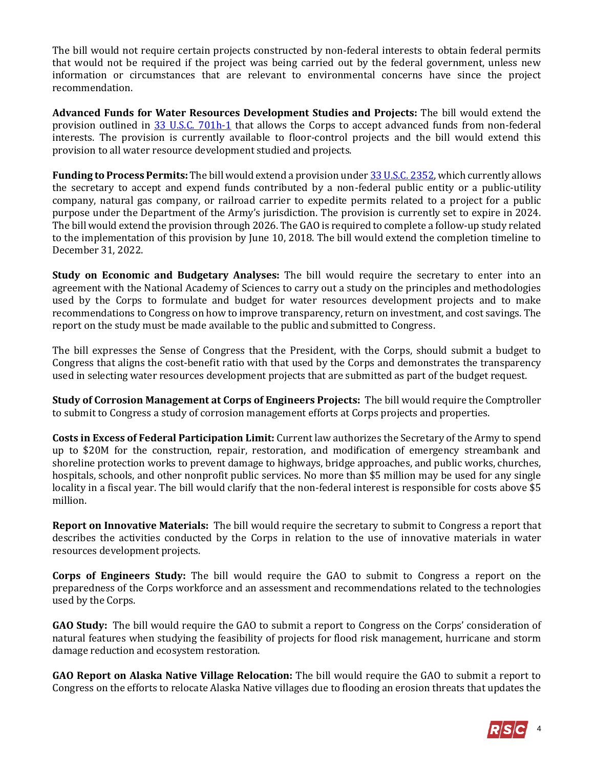The bill would not require certain projects constructed by non-federal interests to obtain federal permits that would not be required if the project was being carried out by the federal government, unless new information or circumstances that are relevant to environmental concerns have since the project recommendation.

**Advanced Funds for Water Resources Development Studies and Projects:** The bill would extend the provision outlined in [33 U.S.C. 701h-1] that allows the Corps to accept advanced funds from non-federal interests. The provision is currently available to floor-control projects and the bill would extend this provision to all water resource development studied and projects.

**Funding to Process Permits:** The bill would extend a provision under [33 U.S.C. 2352], which currently allows the secretary to accept and expend funds contributed by a non-federal public entity or a public-utility company, natural gas company, or railroad carrier to expedite permits related to a project for a public purpose under the Department of the Army's jurisdiction. The provision is currently set to expire in 2024. The bill would extend the provision through 2026. The GAO is required to complete a follow-up study related to the implementation of this provision by June 10, 2018. The bill would extend the completion timeline to December 31, 2022.

**Study on Economic and Budgetary Analyses:** The bill would require the secretary to enter into an agreement with the National Academy of Sciences to carry out a study on the principles and methodologies used by the Corps to formulate and budget for water resources development projects and to make recommendations to Congress on how to improve transparency, return on investment, and cost savings. The report on the study must be made available to the public and submitted to Congress.

The bill expresses the Sense of Congress that the President, with the Corps, should submit a budget to Congress that aligns the cost-benefit ratio with that used by the Corps and demonstrates the transparency used in selecting water resources development projects that are submitted as part of the budget request.

**Study of Corrosion Management at Corps of Engineers Projects:** The bill would require the Comptroller to submit to Congress a study of corrosion management efforts at Corps projects and properties.

**Costs in Excess of Federal Participation Limit:** Current law authorizes the Secretary of the Army to spend up to $20M for the construction, repair, restoration, and modification of emergency streambank and shoreline protection works to prevent damage to highways, bridge approaches, and public works, churches, hospitals, schools, and other nonprofit public services. No more than $5 million may be used for any single locality in a fiscal year. The bill would clarify that the non-federal interest is responsible for costs above $5 million.

**Report on Innovative Materials:** The bill would require the secretary to submit to Congress a report that describes the activities conducted by the Corps in relation to the use of innovative materials in water resources development projects.

**Corps of Engineers Study:** The bill would require the GAO to submit to Congress a report on the preparedness of the Corps workforce and an assessment and recommendations related to the technologies used by the Corps.

**GAO Study:** The bill would require the GAO to submit a report to Congress on the Corps' consideration of natural features when studying the feasibility of projects for flood risk management, hurricane and storm damage reduction and ecosystem restoration.

**GAO Report on Alaska Native Village Relocation:** The bill would require the GAO to submit a report to Congress on the efforts to relocate Alaska Native villages due to flooding an erosion threats that updates the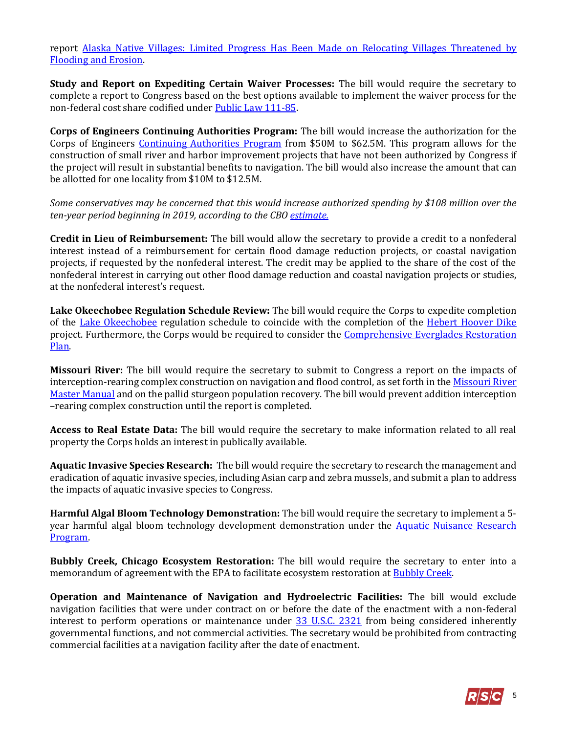report [Alaska Native Villages: Limited Progress Has Been Made on Relocating Villages Threatened by Flooding and Erosion].

**Study and Report on Expediting Certain Waiver Processes:** The bill would require the secretary to complete a report to Congress based on the best options available to implement the waiver process for the non-federal cost share codified under [Public Law 111-85].

**Corps of Engineers Continuing Authorities Program:** The bill would increase the authorization for the Corps of Engineers [Continuing Authorities Program] from $50M to $62.5M. This program allows for the construction of small river and harbor improvement projects that have not been authorized by Congress if the project will result in substantial benefits to navigation. The bill would also increase the amount that can be allotted for one locality from $10M to $12.5M.

*Some conservatives may be concerned that this would increase authorized spending by $108 million over the ten-year period beginning in 2019, according to the CBO [estimate.]*

**Credit in Lieu of Reimbursement:** The bill would allow the secretary to provide a credit to a nonfederal interest instead of a reimbursement for certain flood damage reduction projects, or coastal navigation projects, if requested by the nonfederal interest. The credit may be applied to the share of the cost of the nonfederal interest in carrying out other flood damage reduction and coastal navigation projects or studies, at the nonfederal interest's request.

**Lake Okeechobee Regulation Schedule Review:** The bill would require the Corps to expedite completion of the [Lake Okeechobee] regulation schedule to coincide with the completion of the [Hebert Hoover Dike] project. Furthermore, the Corps would be required to consider the [Comprehensive Everglades Restoration Plan].

**Missouri River:** The bill would require the secretary to submit to Congress a report on the impacts of interception-rearing complex construction on navigation and flood control, as set forth in the [Missouri River Master Manual] and on the pallid sturgeon population recovery. The bill would prevent addition interception –rearing complex construction until the report is completed.

**Access to Real Estate Data:** The bill would require the secretary to make information related to all real property the Corps holds an interest in publically available.

**Aquatic Invasive Species Research:** The bill would require the secretary to research the management and eradication of aquatic invasive species, including Asian carp and zebra mussels, and submit a plan to address the impacts of aquatic invasive species to Congress.

**Harmful Algal Bloom Technology Demonstration:** The bill would require the secretary to implement a 5-year harmful algal bloom technology development demonstration under the [Aquatic Nuisance Research Program].

**Bubbly Creek, Chicago Ecosystem Restoration:** The bill would require the secretary to enter into a memorandum of agreement with the EPA to facilitate ecosystem restoration at [Bubbly Creek].

**Operation and Maintenance of Navigation and Hydroelectric Facilities:** The bill would exclude navigation facilities that were under contract on or before the date of the enactment with a non-federal interest to perform operations or maintenance under [33 U.S.C. 2321] from being considered inherently governmental functions, and not commercial activities. The secretary would be prohibited from contracting commercial facilities at a navigation facility after the date of enactment.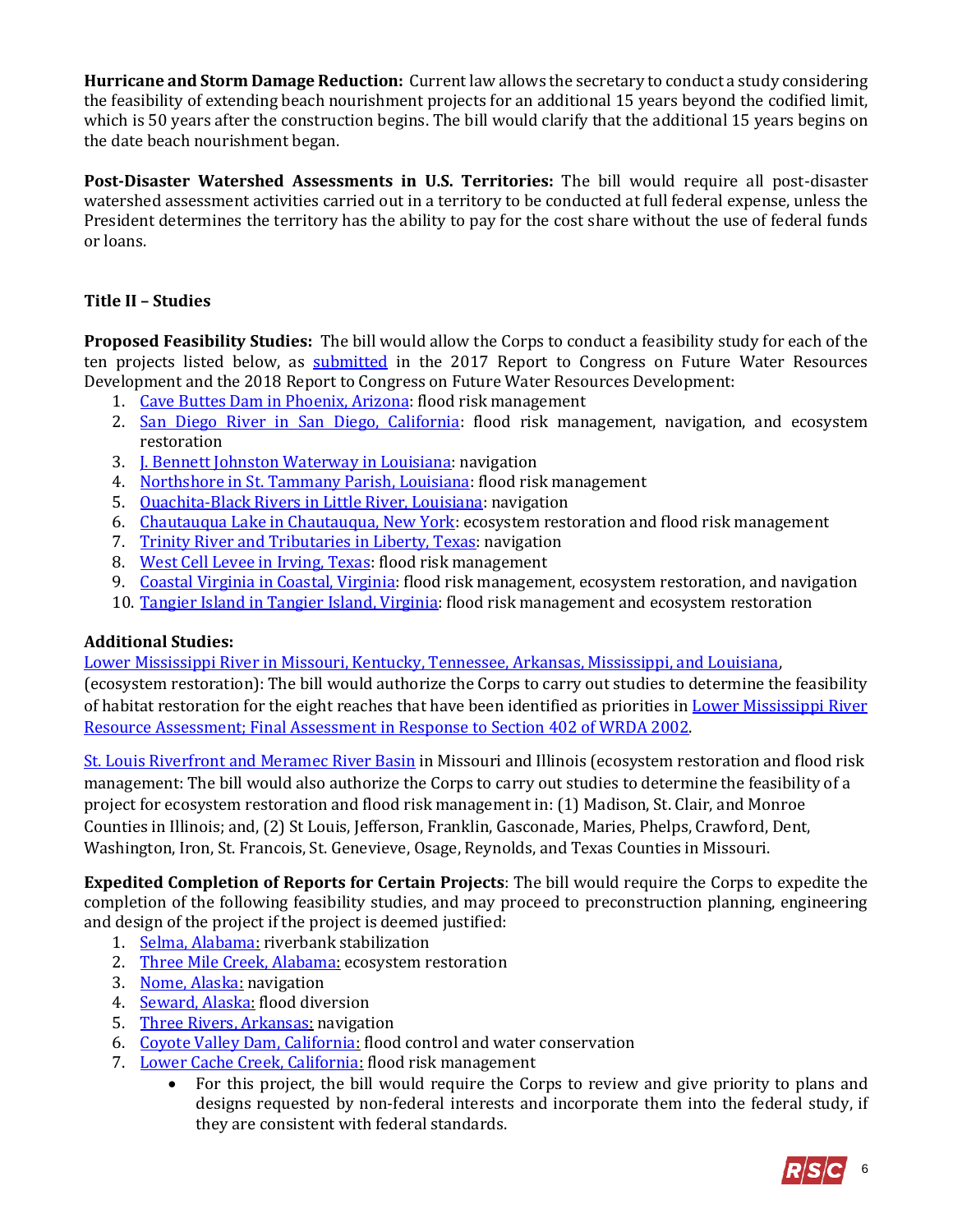**Hurricane and Storm Damage Reduction:** Current law allows the secretary to conduct a study considering the feasibility of extending beach nourishment projects for an additional 15 years beyond the codified limit, which is 50 years after the construction begins. The bill would clarify that the additional 15 years begins on the date beach nourishment began.

**Post-Disaster Watershed Assessments in U.S. Territories:** The bill would require all post-disaster watershed assessment activities carried out in a territory to be conducted at full federal expense, unless the President determines the territory has the ability to pay for the cost share without the use of federal funds or loans.

### Title II – Studies

**Proposed Feasibility Studies:** The bill would allow the Corps to conduct a feasibility study for each of the ten projects listed below, as submitted in the 2017 Report to Congress on Future Water Resources Development and the 2018 Report to Congress on Future Water Resources Development:

1. Cave Buttes Dam in Phoenix, Arizona: flood risk management
2. San Diego River in San Diego, California: flood risk management, navigation, and ecosystem restoration
3. J. Bennett Johnston Waterway in Louisiana: navigation
4. Northshore in St. Tammany Parish, Louisiana: flood risk management
5. Ouachita-Black Rivers in Little River, Louisiana: navigation
6. Chautauqua Lake in Chautauqua, New York: ecosystem restoration and flood risk management
7. Trinity River and Tributaries in Liberty, Texas: navigation
8. West Cell Levee in Irving, Texas: flood risk management
9. Coastal Virginia in Coastal, Virginia: flood risk management, ecosystem restoration, and navigation
10. Tangier Island in Tangier Island, Virginia: flood risk management and ecosystem restoration

**Additional Studies:**
Lower Mississippi River in Missouri, Kentucky, Tennessee, Arkansas, Mississippi, and Louisiana, (ecosystem restoration): The bill would authorize the Corps to carry out studies to determine the feasibility of habitat restoration for the eight reaches that have been identified as priorities in Lower Mississippi River Resource Assessment; Final Assessment in Response to Section 402 of WRDA 2002.

St. Louis Riverfront and Meramec River Basin in Missouri and Illinois (ecosystem restoration and flood risk management: The bill would also authorize the Corps to carry out studies to determine the feasibility of a project for ecosystem restoration and flood risk management in: (1) Madison, St. Clair, and Monroe Counties in Illinois; and, (2) St Louis, Jefferson, Franklin, Gasconade, Maries, Phelps, Crawford, Dent, Washington, Iron, St. Francois, St. Genevieve, Osage, Reynolds, and Texas Counties in Missouri.

**Expedited Completion of Reports for Certain Projects**: The bill would require the Corps to expedite the completion of the following feasibility studies, and may proceed to preconstruction planning, engineering and design of the project if the project is deemed justified:

1. Selma, Alabama: riverbank stabilization
2. Three Mile Creek, Alabama: ecosystem restoration
3. Nome, Alaska: navigation
4. Seward, Alaska: flood diversion
5. Three Rivers, Arkansas: navigation
6. Coyote Valley Dam, California: flood control and water conservation
7. Lower Cache Creek, California: flood risk management
    - For this project, the bill would require the Corps to review and give priority to plans and designs requested by non-federal interests and incorporate them into the federal study, if they are consistent with federal standards.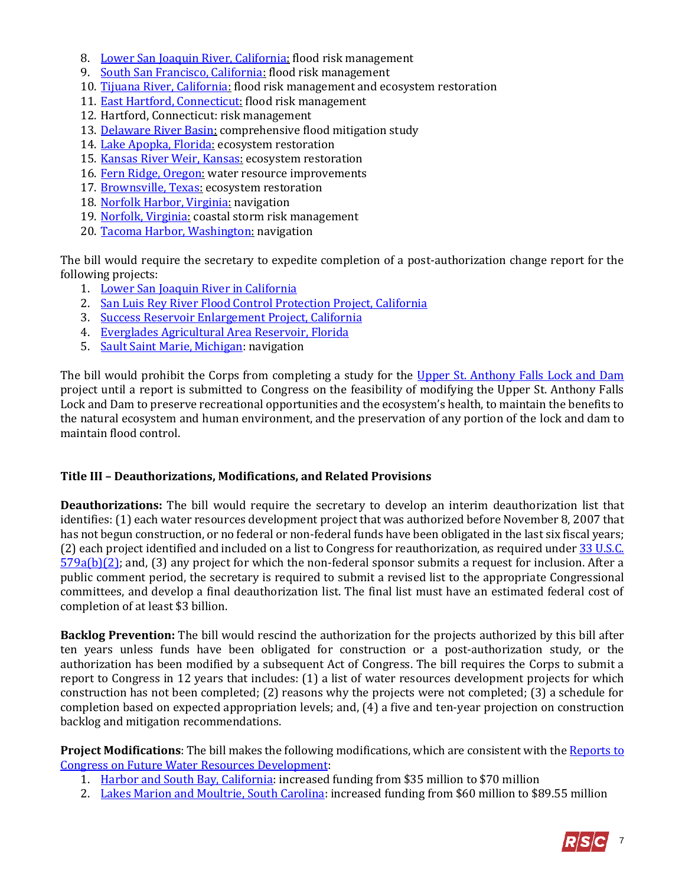8. Lower San Joaquin River, California: flood risk management
9. South San Francisco, California: flood risk management
10. Tijuana River, California: flood risk management and ecosystem restoration
11. East Hartford, Connecticut: flood risk management
12. Hartford, Connecticut: risk management
13. Delaware River Basin: comprehensive flood mitigation study
14. Lake Apopka, Florida: ecosystem restoration
15. Kansas River Weir, Kansas: ecosystem restoration
16. Fern Ridge, Oregon: water resource improvements
17. Brownsville, Texas: ecosystem restoration
18. Norfolk Harbor, Virginia: navigation
19. Norfolk, Virginia: coastal storm risk management
20. Tacoma Harbor, Washington: navigation

The bill would require the secretary to expedite completion of a post-authorization change report for the following projects:

1. Lower San Joaquin River in California
2. San Luis Rey River Flood Control Protection Project, California
3. Success Reservoir Enlargement Project, California
4. Everglades Agricultural Area Reservoir, Florida
5. Sault Saint Marie, Michigan: navigation

The bill would prohibit the Corps from completing a study for the Upper St. Anthony Falls Lock and Dam project until a report is submitted to Congress on the feasibility of modifying the Upper St. Anthony Falls Lock and Dam to preserve recreational opportunities and the ecosystem's health, to maintain the benefits to the natural ecosystem and human environment, and the preservation of any portion of the lock and dam to maintain flood control.

### Title III – Deauthorizations, Modifications, and Related Provisions

**Deauthorizations:** The bill would require the secretary to develop an interim deauthorization list that identifies: (1) each water resources development project that was authorized before November 8, 2007 that has not begun construction, or no federal or non-federal funds have been obligated in the last six fiscal years; (2) each project identified and included on a list to Congress for reauthorization, as required under 33 U.S.C. 579a(b)(2); and, (3) any project for which the non-federal sponsor submits a request for inclusion. After a public comment period, the secretary is required to submit a revised list to the appropriate Congressional committees, and develop a final deauthorization list. The final list must have an estimated federal cost of completion of at least $3 billion.

**Backlog Prevention:** The bill would rescind the authorization for the projects authorized by this bill after ten years unless funds have been obligated for construction or a post-authorization study, or the authorization has been modified by a subsequent Act of Congress. The bill requires the Corps to submit a report to Congress in 12 years that includes: (1) a list of water resources development projects for which construction has not been completed; (2) reasons why the projects were not completed; (3) a schedule for completion based on expected appropriation levels; and, (4) a five and ten-year projection on construction backlog and mitigation recommendations.

**Project Modifications**: The bill makes the following modifications, which are consistent with the Reports to Congress on Future Water Resources Development:

1. Harbor and South Bay, California: increased funding from $35 million to $70 million
2. Lakes Marion and Moultrie, South Carolina: increased funding from $60 million to $89.55 million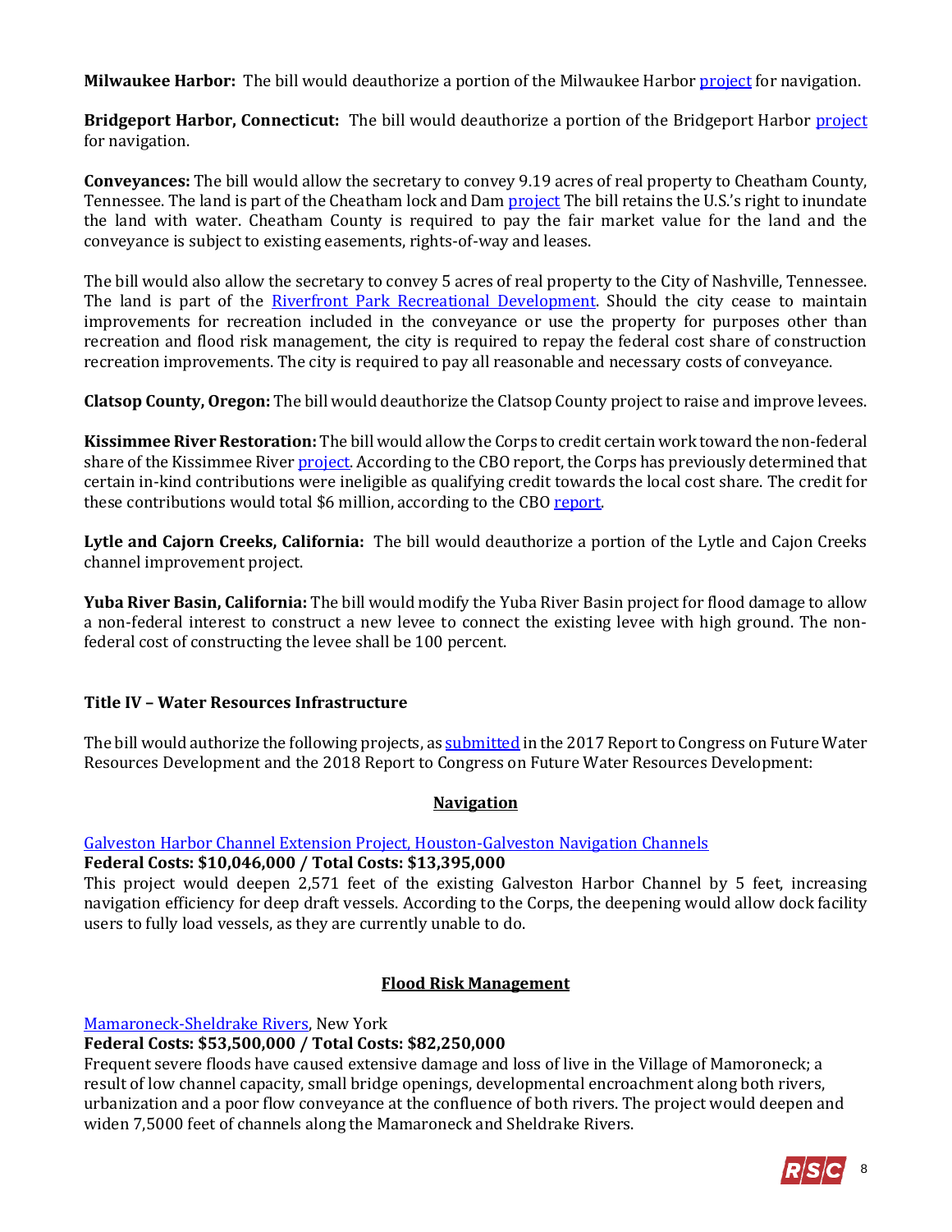**Milwaukee Harbor:** The bill would deauthorize a portion of the Milwaukee Harbor project for navigation.

**Bridgeport Harbor, Connecticut:** The bill would deauthorize a portion of the Bridgeport Harbor project for navigation.

**Conveyances:** The bill would allow the secretary to convey 9.19 acres of real property to Cheatham County, Tennessee. The land is part of the Cheatham lock and Dam project The bill retains the U.S.'s right to inundate the land with water. Cheatham County is required to pay the fair market value for the land and the conveyance is subject to existing easements, rights-of-way and leases.

The bill would also allow the secretary to convey 5 acres of real property to the City of Nashville, Tennessee. The land is part of the Riverfront Park Recreational Development. Should the city cease to maintain improvements for recreation included in the conveyance or use the property for purposes other than recreation and flood risk management, the city is required to repay the federal cost share of construction recreation improvements. The city is required to pay all reasonable and necessary costs of conveyance.

**Clatsop County, Oregon:** The bill would deauthorize the Clatsop County project to raise and improve levees.

**Kissimmee River Restoration:** The bill would allow the Corps to credit certain work toward the non-federal share of the Kissimmee River project. According to the CBO report, the Corps has previously determined that certain in-kind contributions were ineligible as qualifying credit towards the local cost share. The credit for these contributions would total $6 million, according to the CBO report.

**Lytle and Cajorn Creeks, California:** The bill would deauthorize a portion of the Lytle and Cajon Creeks channel improvement project.

**Yuba River Basin, California:** The bill would modify the Yuba River Basin project for flood damage to allow a non-federal interest to construct a new levee to connect the existing levee with high ground. The non-federal cost of constructing the levee shall be 100 percent.

## Title IV – Water Resources Infrastructure

The bill would authorize the following projects, as submitted in the 2017 Report to Congress on Future Water Resources Development and the 2018 Report to Congress on Future Water Resources Development:

### Navigation

Galveston Harbor Channel Extension Project, Houston-Galveston Navigation Channels

**Federal Costs: $10,046,000 / Total Costs: $13,395,000**

This project would deepen 2,571 feet of the existing Galveston Harbor Channel by 5 feet, increasing navigation efficiency for deep draft vessels. According to the Corps, the deepening would allow dock facility users to fully load vessels, as they are currently unable to do.

### Flood Risk Management

Mamaroneck-Sheldrake Rivers, New York

**Federal Costs: $53,500,000 / Total Costs: $82,250,000**

Frequent severe floods have caused extensive damage and loss of live in the Village of Mamoroneck; a result of low channel capacity, small bridge openings, developmental encroachment along both rivers, urbanization and a poor flow conveyance at the confluence of both rivers. The project would deepen and widen 7,5000 feet of channels along the Mamaroneck and Sheldrake Rivers.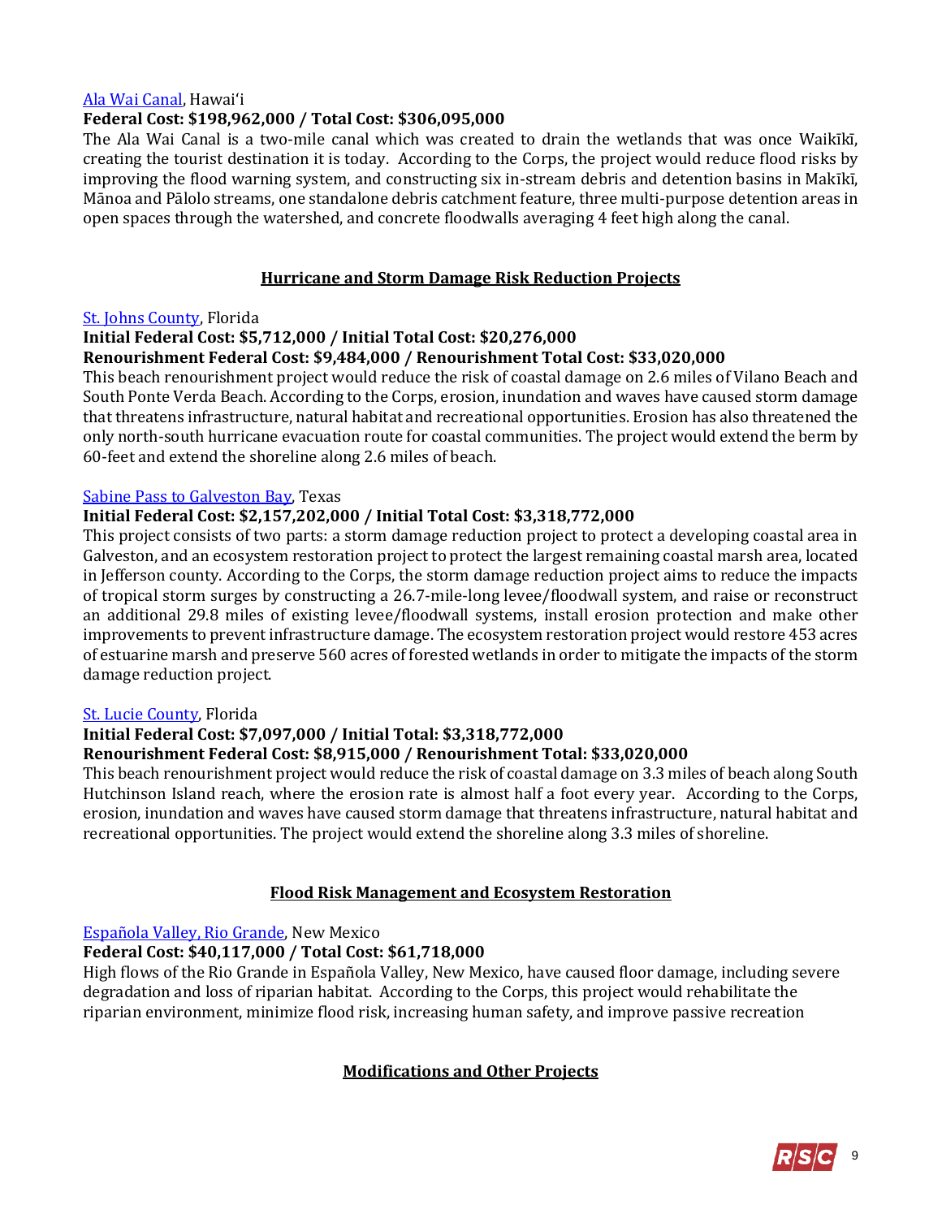[Ala Wai Canal](), Hawaiʻi

**Federal Cost: $198,962,000 / Total Cost: $306,095,000**

The Ala Wai Canal is a two-mile canal which was created to drain the wetlands that was once Waikīkī, creating the tourist destination it is today. According to the Corps, the project would reduce flood risks by improving the flood warning system, and constructing six in-stream debris and detention basins in Makīkī, Mānoa and Pālolo streams, one standalone debris catchment feature, three multi-purpose detention areas in open spaces through the watershed, and concrete floodwalls averaging 4 feet high along the canal.

## Hurricane and Storm Damage Risk Reduction Projects

[St. Johns County](), Florida

**Initial Federal Cost: $5,712,000 / Initial Total Cost: $20,276,000**

**Renourishment Federal Cost: $9,484,000 / Renourishment Total Cost: $33,020,000**

This beach renourishment project would reduce the risk of coastal damage on 2.6 miles of Vilano Beach and South Ponte Verda Beach. According to the Corps, erosion, inundation and waves have caused storm damage that threatens infrastructure, natural habitat and recreational opportunities. Erosion has also threatened the only north-south hurricane evacuation route for coastal communities. The project would extend the berm by 60-feet and extend the shoreline along 2.6 miles of beach.

[Sabine Pass to Galveston Bay](), Texas

**Initial Federal Cost: $2,157,202,000 / Initial Total Cost: $3,318,772,000**

This project consists of two parts: a storm damage reduction project to protect a developing coastal area in Galveston, and an ecosystem restoration project to protect the largest remaining coastal marsh area, located in Jefferson county. According to the Corps, the storm damage reduction project aims to reduce the impacts of tropical storm surges by constructing a 26.7-mile-long levee/floodwall system, and raise or reconstruct an additional 29.8 miles of existing levee/floodwall systems, install erosion protection and make other improvements to prevent infrastructure damage. The ecosystem restoration project would restore 453 acres of estuarine marsh and preserve 560 acres of forested wetlands in order to mitigate the impacts of the storm damage reduction project.

[St. Lucie County](), Florida

**Initial Federal Cost: $7,097,000 / Initial Total: $3,318,772,000**

**Renourishment Federal Cost: $8,915,000 / Renourishment Total: $33,020,000**

This beach renourishment project would reduce the risk of coastal damage on 3.3 miles of beach along South Hutchinson Island reach, where the erosion rate is almost half a foot every year. According to the Corps, erosion, inundation and waves have caused storm damage that threatens infrastructure, natural habitat and recreational opportunities. The project would extend the shoreline along 3.3 miles of shoreline.

## Flood Risk Management and Ecosystem Restoration

[Española Valley, Rio Grande](), New Mexico

**Federal Cost: $40,117,000 / Total Cost: $61,718,000**

High flows of the Rio Grande in Española Valley, New Mexico, have caused floor damage, including severe degradation and loss of riparian habitat. According to the Corps, this project would rehabilitate the riparian environment, minimize flood risk, increasing human safety, and improve passive recreation

## Modifications and Other Projects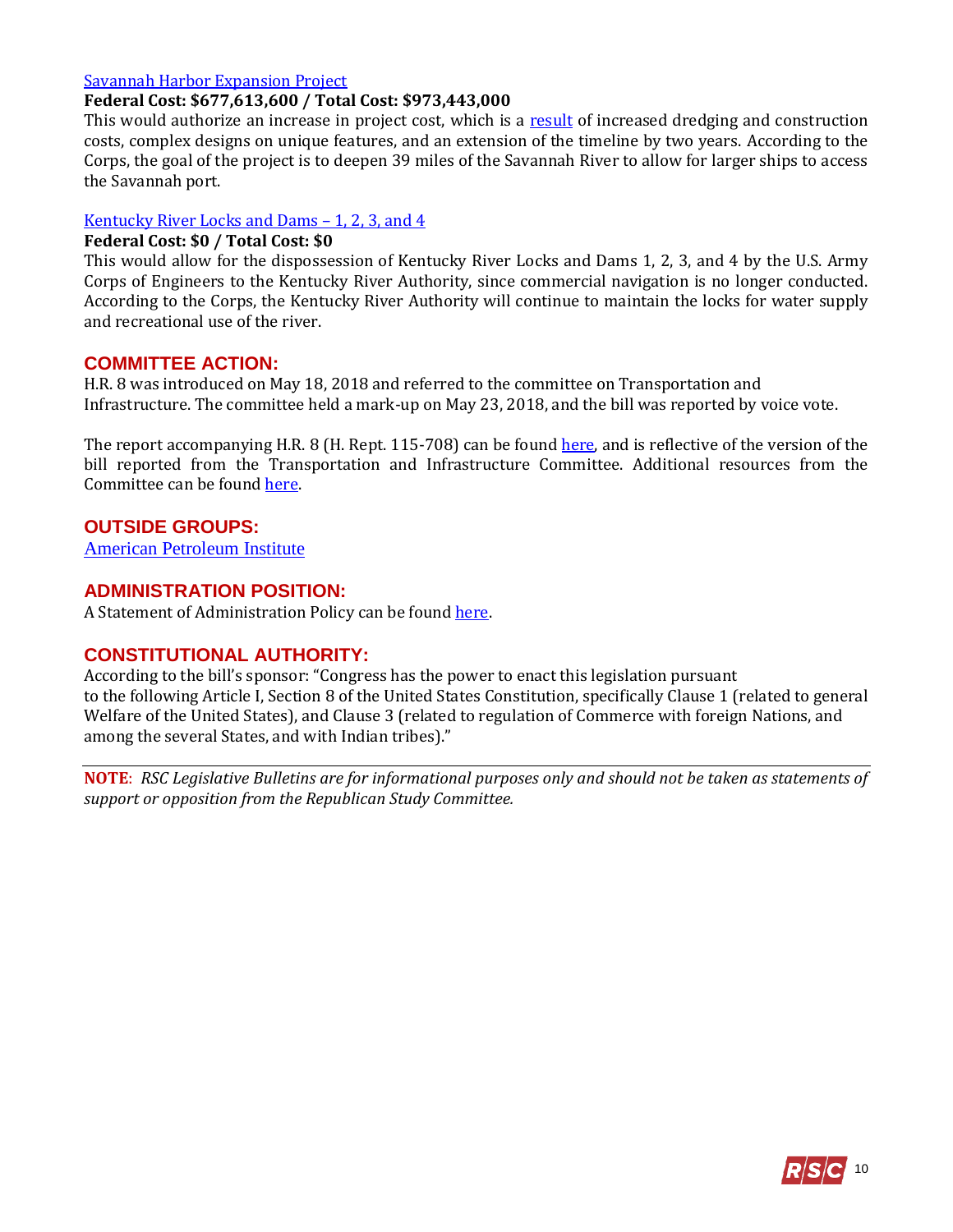[Savannah Harbor Expansion Project](#)

**Federal Cost: $677,613,600 / Total Cost: $973,443,000**

This would authorize an increase in project cost, which is a [result](#) of increased dredging and construction costs, complex designs on unique features, and an extension of the timeline by two years. According to the Corps, the goal of the project is to deepen 39 miles of the Savannah River to allow for larger ships to access the Savannah port.

[Kentucky River Locks and Dams – 1, 2, 3, and 4](#)

**Federal Cost: $0 / Total Cost: $0**

This would allow for the dispossession of Kentucky River Locks and Dams 1, 2, 3, and 4 by the U.S. Army Corps of Engineers to the Kentucky River Authority, since commercial navigation is no longer conducted. According to the Corps, the Kentucky River Authority will continue to maintain the locks for water supply and recreational use of the river.

## COMMITTEE ACTION:

H.R. 8 was introduced on May 18, 2018 and referred to the committee on Transportation and Infrastructure. The committee held a mark-up on May 23, 2018, and the bill was reported by voice vote.

The report accompanying H.R. 8 (H. Rept. 115-708) can be found [here](#), and is reflective of the version of the bill reported from the Transportation and Infrastructure Committee. Additional resources from the Committee can be found [here](#).

## OUTSIDE GROUPS:

[American Petroleum Institute](#)

## ADMINISTRATION POSITION:

A Statement of Administration Policy can be found [here](#).

## CONSTITUTIONAL AUTHORITY:

According to the bill's sponsor: "Congress has the power to enact this legislation pursuant to the following Article I, Section 8 of the United States Constitution, specifically Clause 1 (related to general Welfare of the United States), and Clause 3 (related to regulation of Commerce with foreign Nations, and among the several States, and with Indian tribes)."

---

**NOTE**: *RSC Legislative Bulletins are for informational purposes only and should not be taken as statements of support or opposition from the Republican Study Committee.*